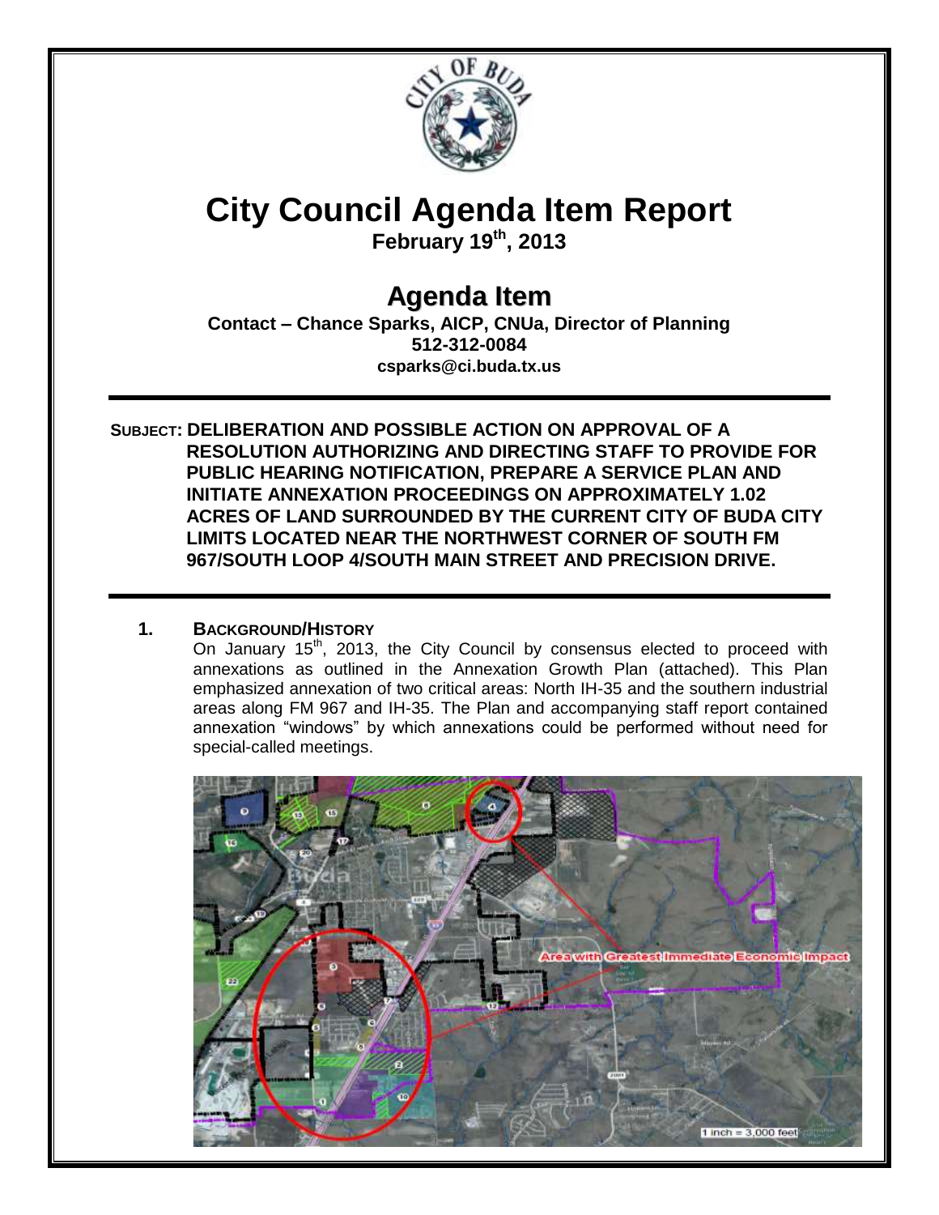# City Council Agenda Item Report

**February 19th, 2013**

## Agenda Item

**Contact – Chance Sparks, AICP, CNUa, Director of Planning**
**512-312-0084**
**csparks@ci.buda.tx.us**

**SUBJECT: DELIBERATION AND POSSIBLE ACTION ON APPROVAL OF A RESOLUTION AUTHORIZING AND DIRECTING STAFF TO PROVIDE FOR PUBLIC HEARING NOTIFICATION, PREPARE A SERVICE PLAN AND INITIATE ANNEXATION PROCEEDINGS ON APPROXIMATELY 1.02 ACRES OF LAND SURROUNDED BY THE CURRENT CITY OF BUDA CITY LIMITS LOCATED NEAR THE NORTHWEST CORNER OF SOUTH FM 967/SOUTH LOOP 4/SOUTH MAIN STREET AND PRECISION DRIVE.**

### 1. BACKGROUND/HISTORY

On January 15th, 2013, the City Council by consensus elected to proceed with annexations as outlined in the Annexation Growth Plan (attached). This Plan emphasized annexation of two critical areas: North IH-35 and the southern industrial areas along FM 967 and IH-35. The Plan and accompanying staff report contained annexation "windows" by which annexations could be performed without need for special-called meetings.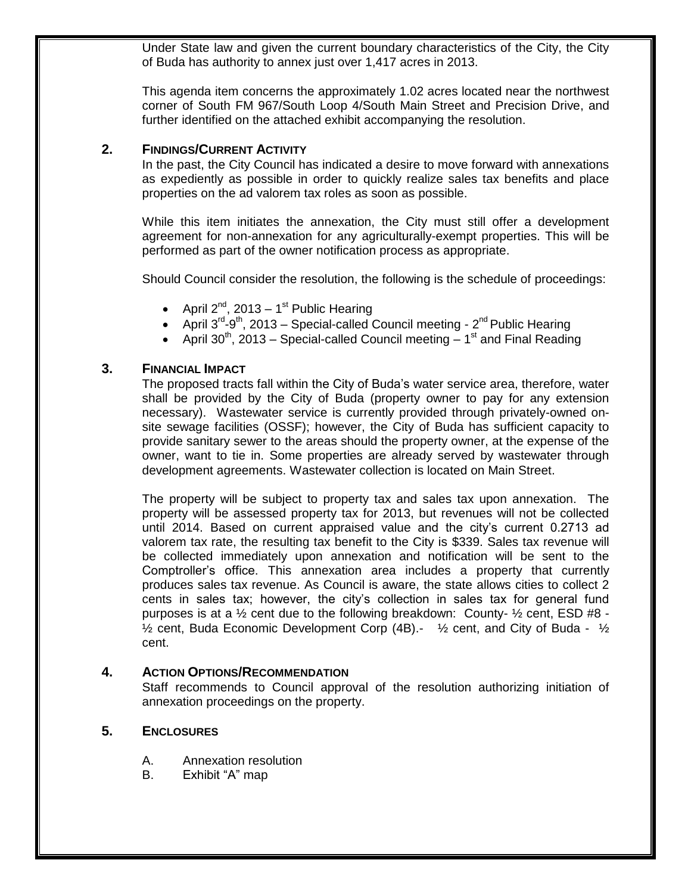Under State law and given the current boundary characteristics of the City, the City of Buda has authority to annex just over 1,417 acres in 2013.

This agenda item concerns the approximately 1.02 acres located near the northwest corner of South FM 967/South Loop 4/South Main Street and Precision Drive, and further identified on the attached exhibit accompanying the resolution.

## 2. FINDINGS/CURRENT ACTIVITY

In the past, the City Council has indicated a desire to move forward with annexations as expediently as possible in order to quickly realize sales tax benefits and place properties on the ad valorem tax roles as soon as possible.

While this item initiates the annexation, the City must still offer a development agreement for non-annexation for any agriculturally-exempt properties. This will be performed as part of the owner notification process as appropriate.

Should Council consider the resolution, the following is the schedule of proceedings:

- April 2nd, 2013 – 1st Public Hearing
- April 3rd-9th, 2013 – Special-called Council meeting - 2nd Public Hearing
- April 30th, 2013 – Special-called Council meeting – 1st and Final Reading

## 3. FINANCIAL IMPACT

The proposed tracts fall within the City of Buda's water service area, therefore, water shall be provided by the City of Buda (property owner to pay for any extension necessary). Wastewater service is currently provided through privately-owned on-site sewage facilities (OSSF); however, the City of Buda has sufficient capacity to provide sanitary sewer to the areas should the property owner, at the expense of the owner, want to tie in. Some properties are already served by wastewater through development agreements. Wastewater collection is located on Main Street.

The property will be subject to property tax and sales tax upon annexation. The property will be assessed property tax for 2013, but revenues will not be collected until 2014. Based on current appraised value and the city's current 0.2713 ad valorem tax rate, the resulting tax benefit to the City is $339. Sales tax revenue will be collected immediately upon annexation and notification will be sent to the Comptroller's office. This annexation area includes a property that currently produces sales tax revenue. As Council is aware, the state allows cities to collect 2 cents in sales tax; however, the city's collection in sales tax for general fund purposes is at a ½ cent due to the following breakdown: County- ½ cent, ESD #8 - ½ cent, Buda Economic Development Corp (4B).- ½ cent, and City of Buda - ½ cent.

## 4. ACTION OPTIONS/RECOMMENDATION

Staff recommends to Council approval of the resolution authorizing initiation of annexation proceedings on the property.

## 5. ENCLOSURES

A. Annexation resolution
B. Exhibit "A" map